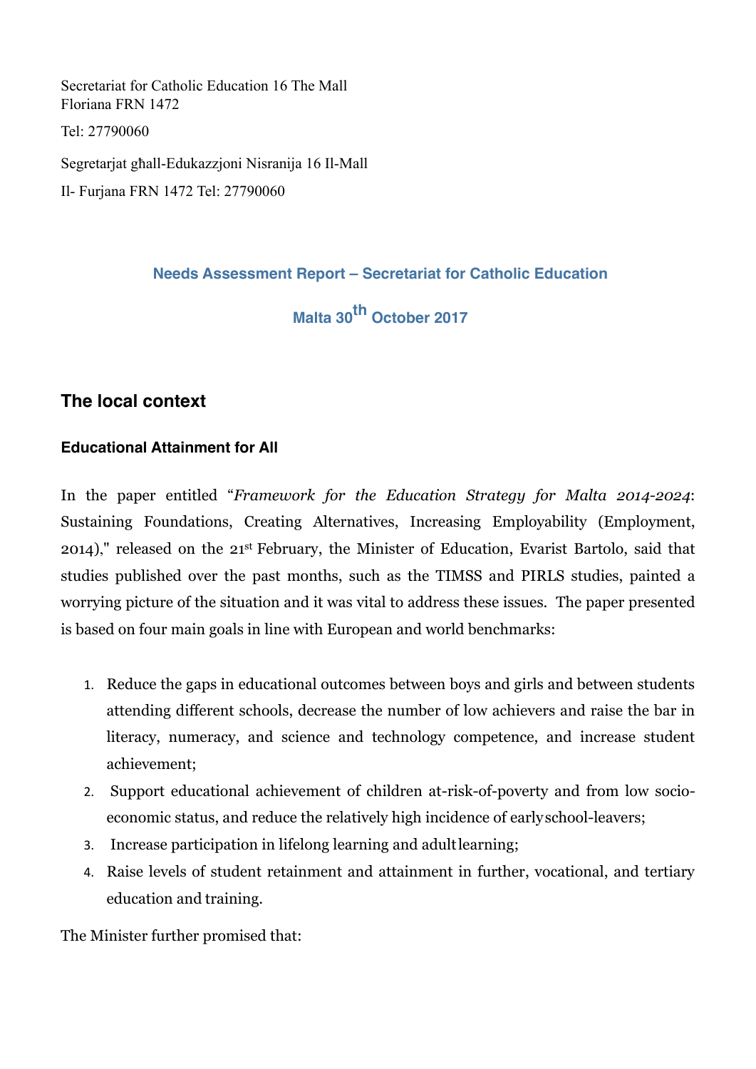Secretariat for Catholic Education 16 The Mall
Floriana FRN 1472

Tel: 27790060

Segretarjat għall-Edukazzjoni Nisranija 16 Il-Mall

Il- Furjana FRN 1472 Tel: 27790060

**Needs Assessment Report – Secretariat for Catholic Education**

**Malta 30th October 2017**

## The local context

### Educational Attainment for All

In the paper entitled "*Framework for the Education Strategy for Malta 2014-2024*: Sustaining Foundations, Creating Alternatives, Increasing Employability (Employment, 2014)," released on the 21st February, the Minister of Education, Evarist Bartolo, said that studies published over the past months, such as the TIMSS and PIRLS studies, painted a worrying picture of the situation and it was vital to address these issues. The paper presented is based on four main goals in line with European and world benchmarks:

1. Reduce the gaps in educational outcomes between boys and girls and between students attending different schools, decrease the number of low achievers and raise the bar in literacy, numeracy, and science and technology competence, and increase student achievement;
2. Support educational achievement of children at-risk-of-poverty and from low socio-economic status, and reduce the relatively high incidence of early school-leavers;
3. Increase participation in lifelong learning and adult learning;
4. Raise levels of student retainment and attainment in further, vocational, and tertiary education and training.

The Minister further promised that: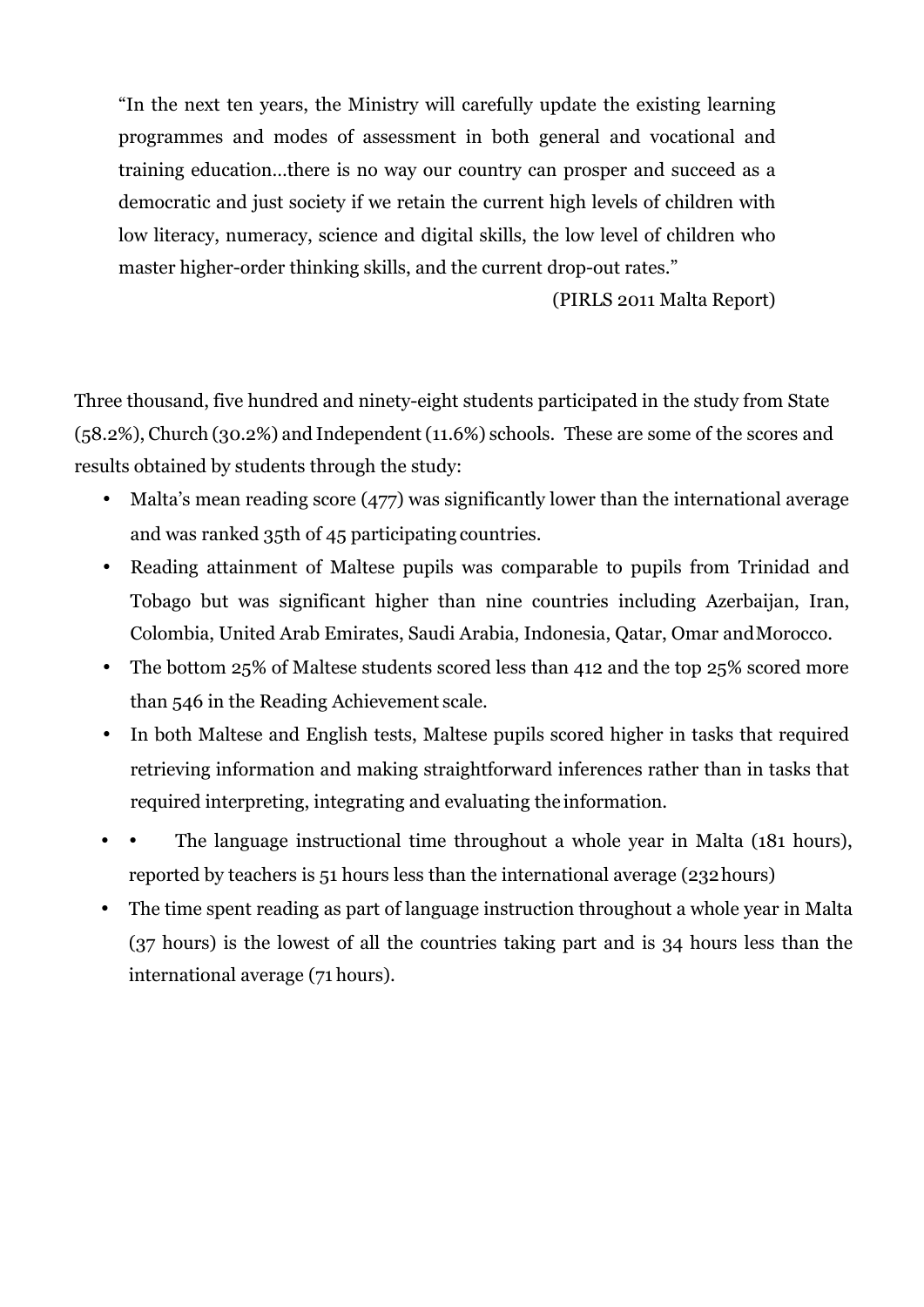> "In the next ten years, the Ministry will carefully update the existing learning programmes and modes of assessment in both general and vocational and training education…there is no way our country can prosper and succeed as a democratic and just society if we retain the current high levels of children with low literacy, numeracy, science and digital skills, the low level of children who master higher-order thinking skills, and the current drop-out rates."
>
> (PIRLS 2011 Malta Report)

Three thousand, five hundred and ninety-eight students participated in the study from State (58.2%), Church (30.2%) and Independent (11.6%) schools. These are some of the scores and results obtained by students through the study:

- Malta's mean reading score (477) was significantly lower than the international average and was ranked 35th of 45 participating countries.
- Reading attainment of Maltese pupils was comparable to pupils from Trinidad and Tobago but was significant higher than nine countries including Azerbaijan, Iran, Colombia, United Arab Emirates, Saudi Arabia, Indonesia, Qatar, Omar and Morocco.
- The bottom 25% of Maltese students scored less than 412 and the top 25% scored more than 546 in the Reading Achievement scale.
- In both Maltese and English tests, Maltese pupils scored higher in tasks that required retrieving information and making straightforward inferences rather than in tasks that required interpreting, integrating and evaluating the information.
- • The language instructional time throughout a whole year in Malta (181 hours), reported by teachers is 51 hours less than the international average (232 hours)
- The time spent reading as part of language instruction throughout a whole year in Malta (37 hours) is the lowest of all the countries taking part and is 34 hours less than the international average (71 hours).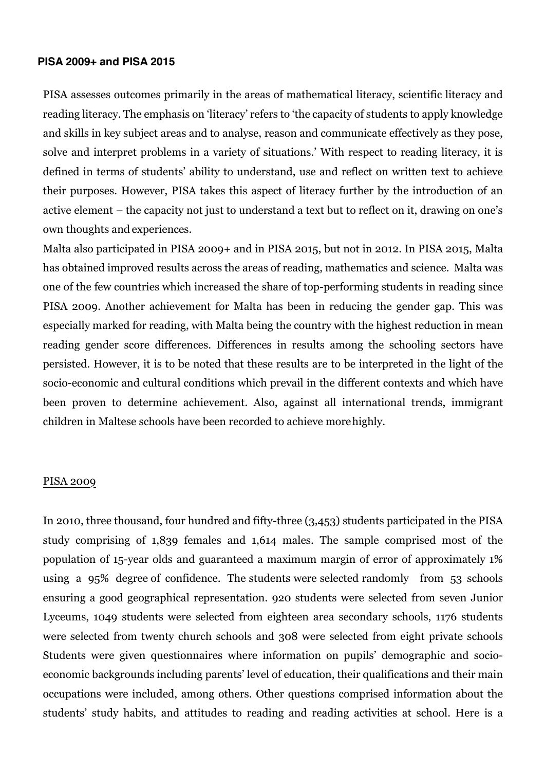### PISA 2009+ and PISA 2015

PISA assesses outcomes primarily in the areas of mathematical literacy, scientific literacy and reading literacy. The emphasis on 'literacy' refers to 'the capacity of students to apply knowledge and skills in key subject areas and to analyse, reason and communicate effectively as they pose, solve and interpret problems in a variety of situations.' With respect to reading literacy, it is defined in terms of students' ability to understand, use and reflect on written text to achieve their purposes. However, PISA takes this aspect of literacy further by the introduction of an active element – the capacity not just to understand a text but to reflect on it, drawing on one's own thoughts and experiences.

Malta also participated in PISA 2009+ and in PISA 2015, but not in 2012. In PISA 2015, Malta has obtained improved results across the areas of reading, mathematics and science. Malta was one of the few countries which increased the share of top-performing students in reading since PISA 2009. Another achievement for Malta has been in reducing the gender gap. This was especially marked for reading, with Malta being the country with the highest reduction in mean reading gender score differences. Differences in results among the schooling sectors have persisted. However, it is to be noted that these results are to be interpreted in the light of the socio-economic and cultural conditions which prevail in the different contexts and which have been proven to determine achievement. Also, against all international trends, immigrant children in Maltese schools have been recorded to achieve more highly.

<u>PISA 2009</u>

In 2010, three thousand, four hundred and fifty-three (3,453) students participated in the PISA study comprising of 1,839 females and 1,614 males. The sample comprised most of the population of 15-year olds and guaranteed a maximum margin of error of approximately 1% using a 95% degree of confidence. The students were selected randomly from 53 schools ensuring a good geographical representation. 920 students were selected from seven Junior Lyceums, 1049 students were selected from eighteen area secondary schools, 1176 students were selected from twenty church schools and 308 were selected from eight private schools Students were given questionnaires where information on pupils' demographic and socio-economic backgrounds including parents' level of education, their qualifications and their main occupations were included, among others. Other questions comprised information about the students' study habits, and attitudes to reading and reading activities at school. Here is a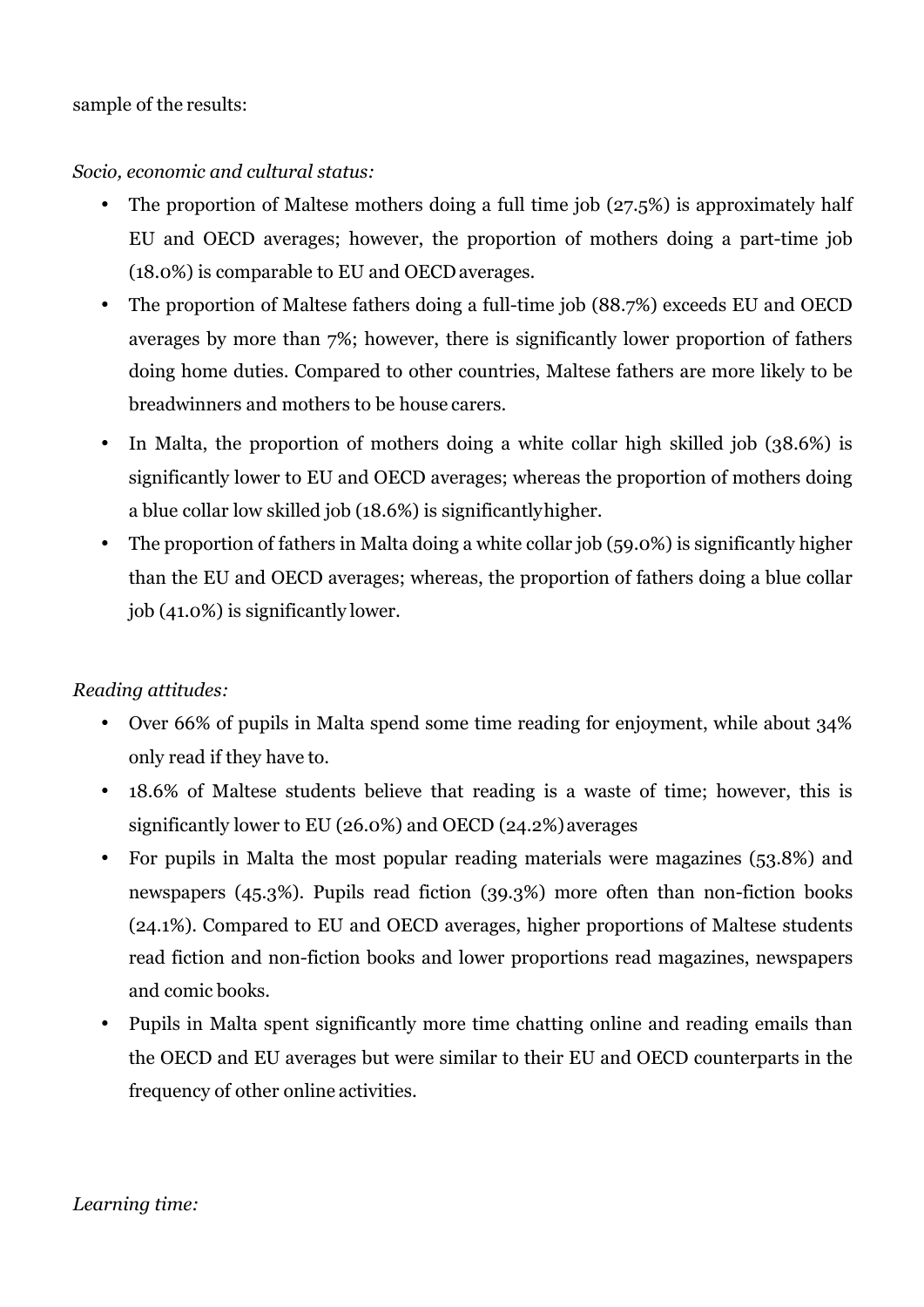sample of the results:

*Socio, economic and cultural status:*

- The proportion of Maltese mothers doing a full time job (27.5%) is approximately half EU and OECD averages; however, the proportion of mothers doing a part-time job (18.0%) is comparable to EU and OECD averages.
- The proportion of Maltese fathers doing a full-time job (88.7%) exceeds EU and OECD averages by more than 7%; however, there is significantly lower proportion of fathers doing home duties. Compared to other countries, Maltese fathers are more likely to be breadwinners and mothers to be house carers.
- In Malta, the proportion of mothers doing a white collar high skilled job (38.6%) is significantly lower to EU and OECD averages; whereas the proportion of mothers doing a blue collar low skilled job (18.6%) is significantly higher.
- The proportion of fathers in Malta doing a white collar job (59.0%) is significantly higher than the EU and OECD averages; whereas, the proportion of fathers doing a blue collar job (41.0%) is significantly lower.

*Reading attitudes:*

- Over 66% of pupils in Malta spend some time reading for enjoyment, while about 34% only read if they have to.
- 18.6% of Maltese students believe that reading is a waste of time; however, this is significantly lower to EU (26.0%) and OECD (24.2%) averages
- For pupils in Malta the most popular reading materials were magazines (53.8%) and newspapers (45.3%). Pupils read fiction (39.3%) more often than non-fiction books (24.1%). Compared to EU and OECD averages, higher proportions of Maltese students read fiction and non-fiction books and lower proportions read magazines, newspapers and comic books.
- Pupils in Malta spent significantly more time chatting online and reading emails than the OECD and EU averages but were similar to their EU and OECD counterparts in the frequency of other online activities.

*Learning time:*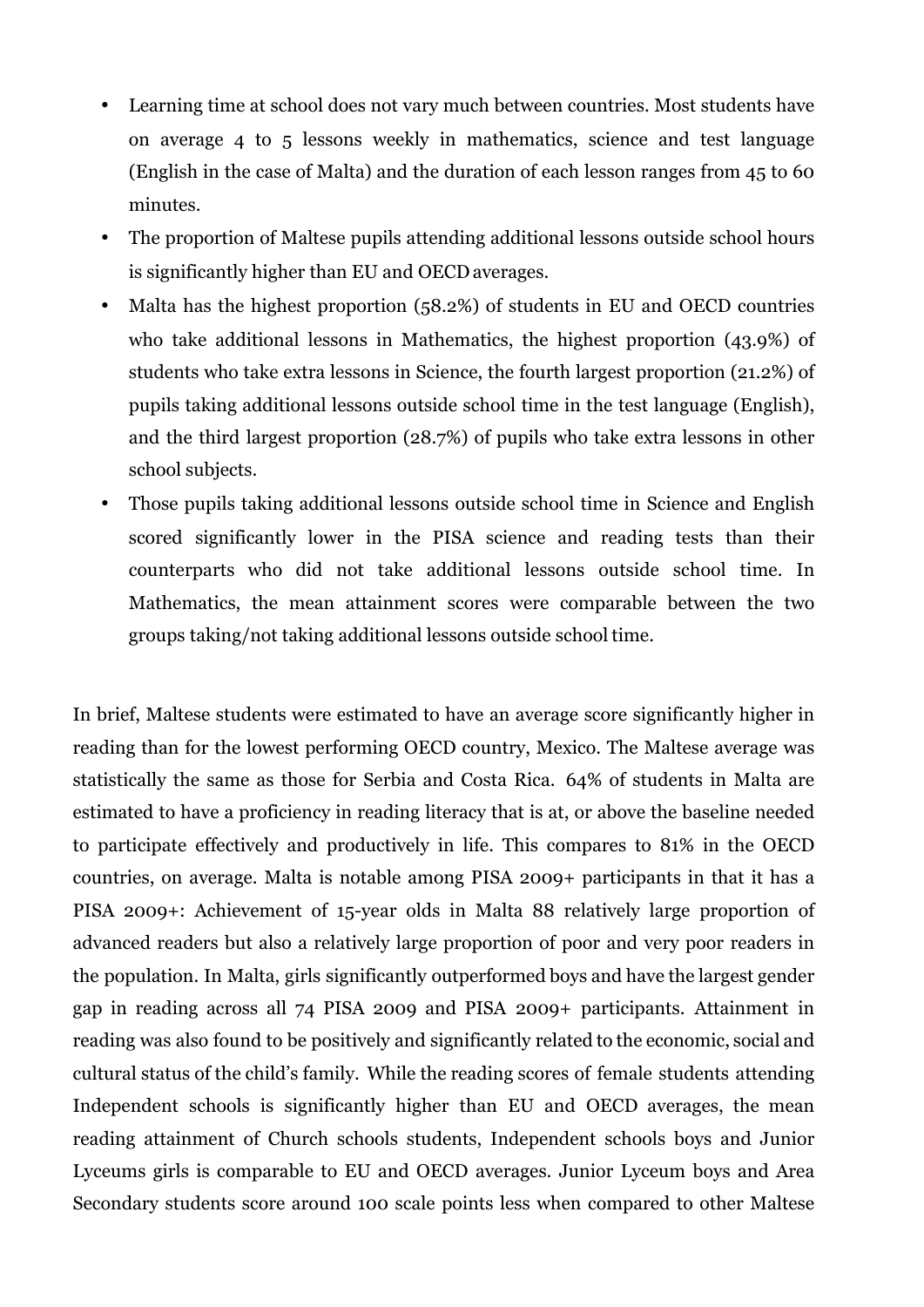- Learning time at school does not vary much between countries. Most students have on average 4 to 5 lessons weekly in mathematics, science and test language (English in the case of Malta) and the duration of each lesson ranges from 45 to 60 minutes.
- The proportion of Maltese pupils attending additional lessons outside school hours is significantly higher than EU and OECD averages.
- Malta has the highest proportion (58.2%) of students in EU and OECD countries who take additional lessons in Mathematics, the highest proportion (43.9%) of students who take extra lessons in Science, the fourth largest proportion (21.2%) of pupils taking additional lessons outside school time in the test language (English), and the third largest proportion (28.7%) of pupils who take extra lessons in other school subjects.
- Those pupils taking additional lessons outside school time in Science and English scored significantly lower in the PISA science and reading tests than their counterparts who did not take additional lessons outside school time. In Mathematics, the mean attainment scores were comparable between the two groups taking/not taking additional lessons outside school time.

In brief, Maltese students were estimated to have an average score significantly higher in reading than for the lowest performing OECD country, Mexico. The Maltese average was statistically the same as those for Serbia and Costa Rica. 64% of students in Malta are estimated to have a proficiency in reading literacy that is at, or above the baseline needed to participate effectively and productively in life. This compares to 81% in the OECD countries, on average. Malta is notable among PISA 2009+ participants in that it has a PISA 2009+: Achievement of 15-year olds in Malta 88 relatively large proportion of advanced readers but also a relatively large proportion of poor and very poor readers in the population. In Malta, girls significantly outperformed boys and have the largest gender gap in reading across all 74 PISA 2009 and PISA 2009+ participants. Attainment in reading was also found to be positively and significantly related to the economic, social and cultural status of the child's family. While the reading scores of female students attending Independent schools is significantly higher than EU and OECD averages, the mean reading attainment of Church schools students, Independent schools boys and Junior Lyceums girls is comparable to EU and OECD averages. Junior Lyceum boys and Area Secondary students score around 100 scale points less when compared to other Maltese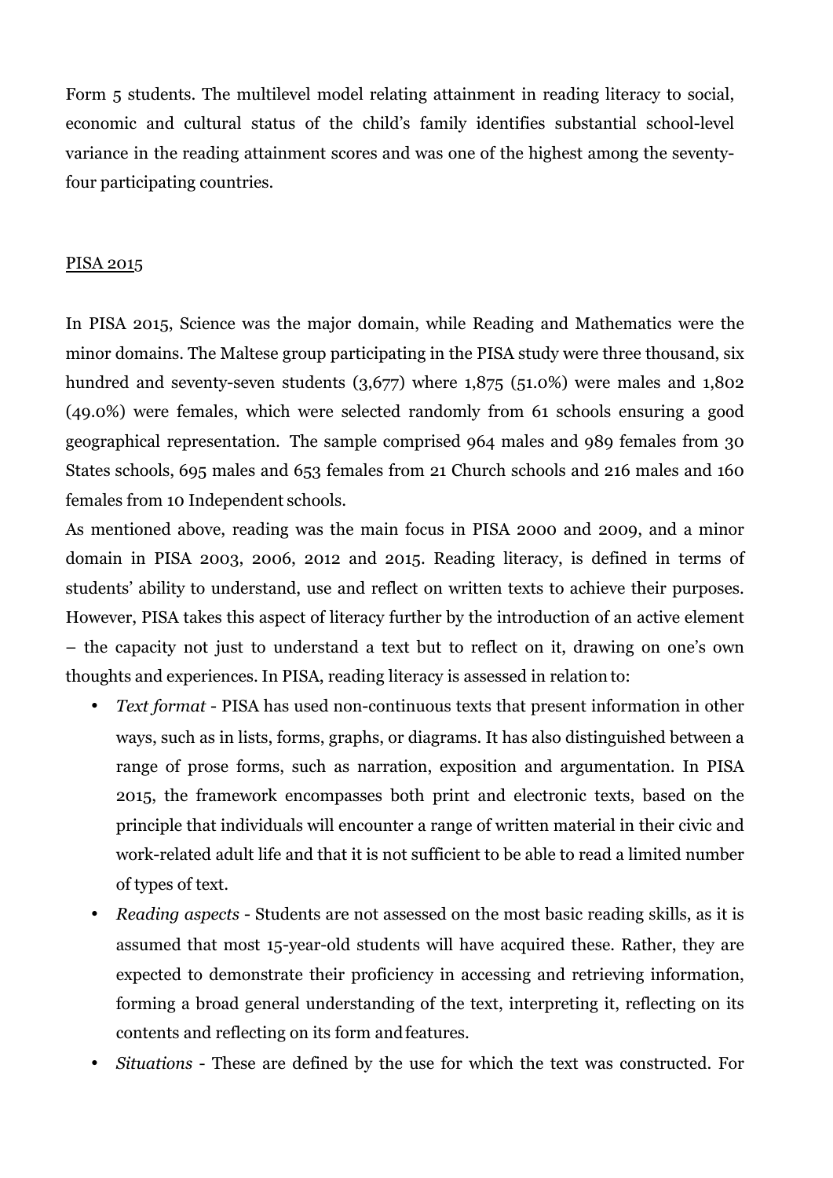Form 5 students. The multilevel model relating attainment in reading literacy to social, economic and cultural status of the child's family identifies substantial school-level variance in the reading attainment scores and was one of the highest among the seventy-four participating countries.

## PISA 2015

In PISA 2015, Science was the major domain, while Reading and Mathematics were the minor domains. The Maltese group participating in the PISA study were three thousand, six hundred and seventy-seven students (3,677) where 1,875 (51.0%) were males and 1,802 (49.0%) were females, which were selected randomly from 61 schools ensuring a good geographical representation. The sample comprised 964 males and 989 females from 30 States schools, 695 males and 653 females from 21 Church schools and 216 males and 160 females from 10 Independent schools.

As mentioned above, reading was the main focus in PISA 2000 and 2009, and a minor domain in PISA 2003, 2006, 2012 and 2015. Reading literacy, is defined in terms of students' ability to understand, use and reflect on written texts to achieve their purposes. However, PISA takes this aspect of literacy further by the introduction of an active element – the capacity not just to understand a text but to reflect on it, drawing on one's own thoughts and experiences. In PISA, reading literacy is assessed in relation to:

- *Text format* - PISA has used non-continuous texts that present information in other ways, such as in lists, forms, graphs, or diagrams. It has also distinguished between a range of prose forms, such as narration, exposition and argumentation. In PISA 2015, the framework encompasses both print and electronic texts, based on the principle that individuals will encounter a range of written material in their civic and work-related adult life and that it is not sufficient to be able to read a limited number of types of text.
- *Reading aspects* - Students are not assessed on the most basic reading skills, as it is assumed that most 15-year-old students will have acquired these. Rather, they are expected to demonstrate their proficiency in accessing and retrieving information, forming a broad general understanding of the text, interpreting it, reflecting on its contents and reflecting on its form and features.
- *Situations* - These are defined by the use for which the text was constructed. For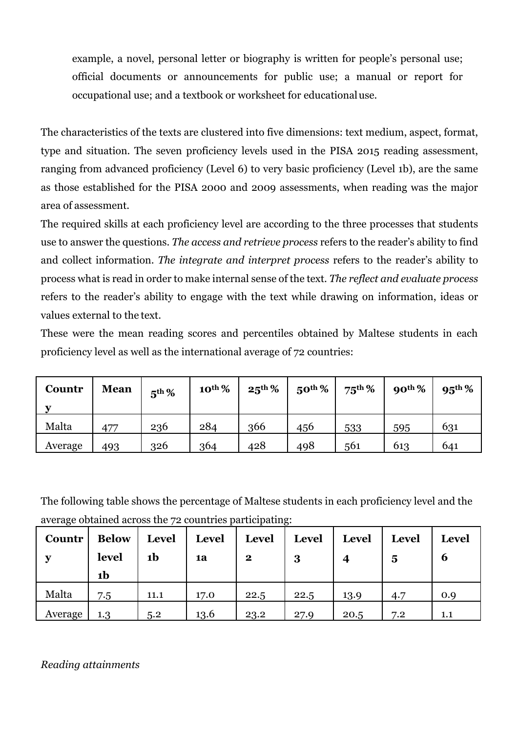example, a novel, personal letter or biography is written for people's personal use; official documents or announcements for public use; a manual or report for occupational use; and a textbook or worksheet for educational use.

The characteristics of the texts are clustered into five dimensions: text medium, aspect, format, type and situation. The seven proficiency levels used in the PISA 2015 reading assessment, ranging from advanced proficiency (Level 6) to very basic proficiency (Level 1b), are the same as those established for the PISA 2000 and 2009 assessments, when reading was the major area of assessment.

The required skills at each proficiency level are according to the three processes that students use to answer the questions. *The access and retrieve process* refers to the reader's ability to find and collect information. *The integrate and interpret process* refers to the reader's ability to process what is read in order to make internal sense of the text. *The reflect and evaluate process* refers to the reader's ability to engage with the text while drawing on information, ideas or values external to the text.

These were the mean reading scores and percentiles obtained by Maltese students in each proficiency level as well as the international average of 72 countries:

| **Country** | **Mean** | **5th %** | **10th %** | **25th %** | **50th %** | **75th %** | **90th %** | **95th %** |
|---|---|---|---|---|---|---|---|---|
| Malta | 477 | 236 | 284 | 366 | 456 | 533 | 595 | 631 |
| Average | 493 | 326 | 364 | 428 | 498 | 561 | 613 | 641 |

The following table shows the percentage of Maltese students in each proficiency level and the average obtained across the 72 countries participating:

| **Country** | **Below level 1b** | **Level 1b** | **Level 1a** | **Level 2** | **Level 3** | **Level 4** | **Level 5** | **Level 6** |
|---|---|---|---|---|---|---|---|---|
| Malta | 7.5 | 11.1 | 17.0 | 22.5 | 22.5 | 13.9 | 4.7 | 0.9 |
| Average | 1.3 | 5.2 | 13.6 | 23.2 | 27.9 | 20.5 | 7.2 | 1.1 |

*Reading attainments*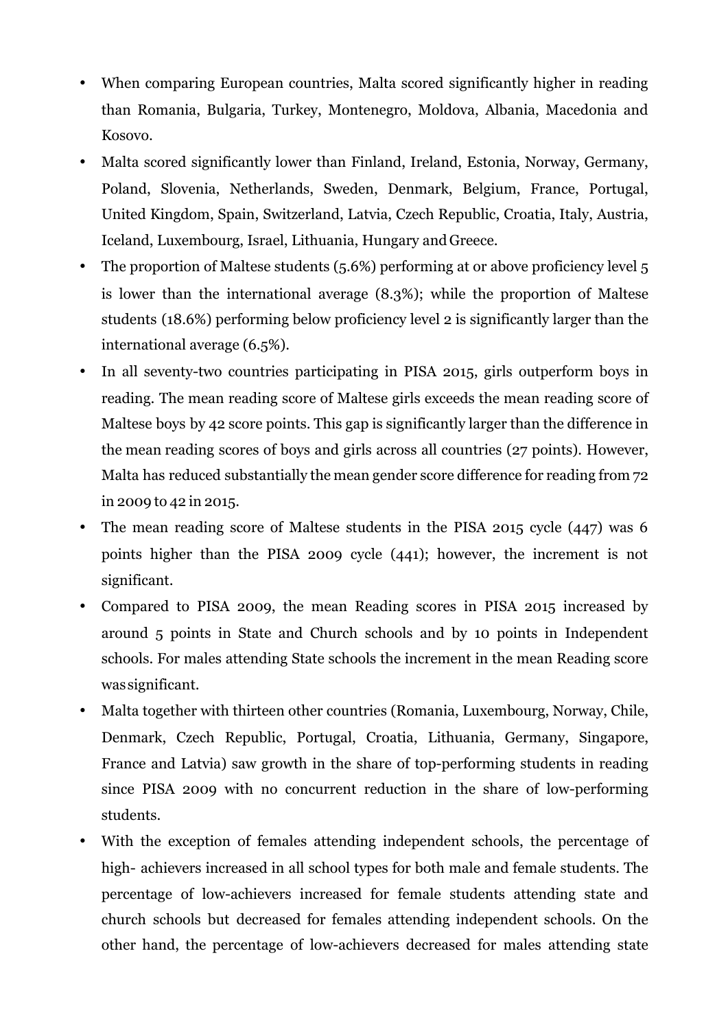- When comparing European countries, Malta scored significantly higher in reading than Romania, Bulgaria, Turkey, Montenegro, Moldova, Albania, Macedonia and Kosovo.
- Malta scored significantly lower than Finland, Ireland, Estonia, Norway, Germany, Poland, Slovenia, Netherlands, Sweden, Denmark, Belgium, France, Portugal, United Kingdom, Spain, Switzerland, Latvia, Czech Republic, Croatia, Italy, Austria, Iceland, Luxembourg, Israel, Lithuania, Hungary and Greece.
- The proportion of Maltese students (5.6%) performing at or above proficiency level 5 is lower than the international average (8.3%); while the proportion of Maltese students (18.6%) performing below proficiency level 2 is significantly larger than the international average (6.5%).
- In all seventy-two countries participating in PISA 2015, girls outperform boys in reading. The mean reading score of Maltese girls exceeds the mean reading score of Maltese boys by 42 score points. This gap is significantly larger than the difference in the mean reading scores of boys and girls across all countries (27 points). However, Malta has reduced substantially the mean gender score difference for reading from 72 in 2009 to 42 in 2015.
- The mean reading score of Maltese students in the PISA 2015 cycle (447) was 6 points higher than the PISA 2009 cycle (441); however, the increment is not significant.
- Compared to PISA 2009, the mean Reading scores in PISA 2015 increased by around 5 points in State and Church schools and by 10 points in Independent schools. For males attending State schools the increment in the mean Reading score was significant.
- Malta together with thirteen other countries (Romania, Luxembourg, Norway, Chile, Denmark, Czech Republic, Portugal, Croatia, Lithuania, Germany, Singapore, France and Latvia) saw growth in the share of top-performing students in reading since PISA 2009 with no concurrent reduction in the share of low-performing students.
- With the exception of females attending independent schools, the percentage of high- achievers increased in all school types for both male and female students. The percentage of low-achievers increased for female students attending state and church schools but decreased for females attending independent schools. On the other hand, the percentage of low-achievers decreased for males attending state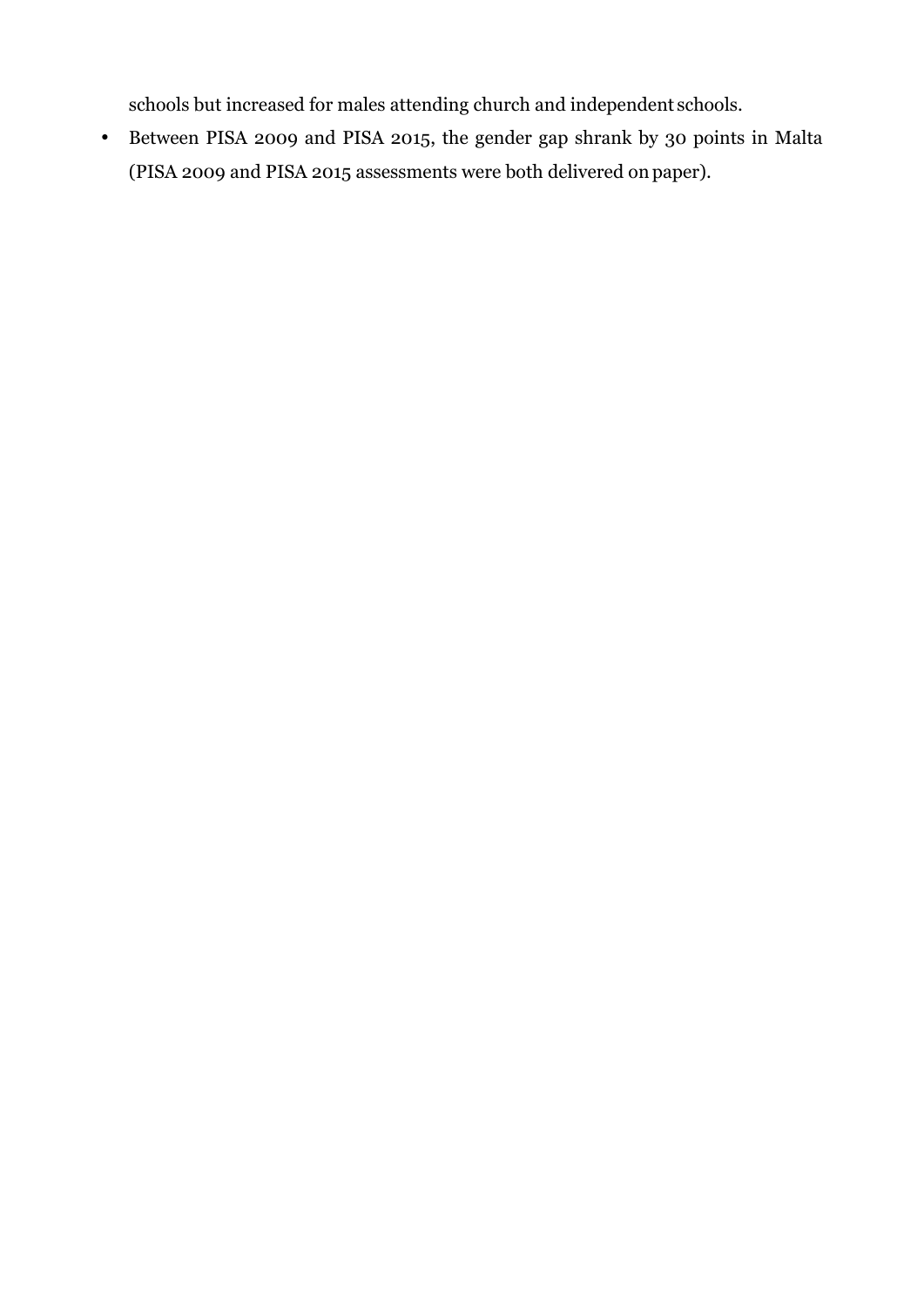schools but increased for males attending church and independent schools.

- Between PISA 2009 and PISA 2015, the gender gap shrank by 30 points in Malta (PISA 2009 and PISA 2015 assessments were both delivered on paper).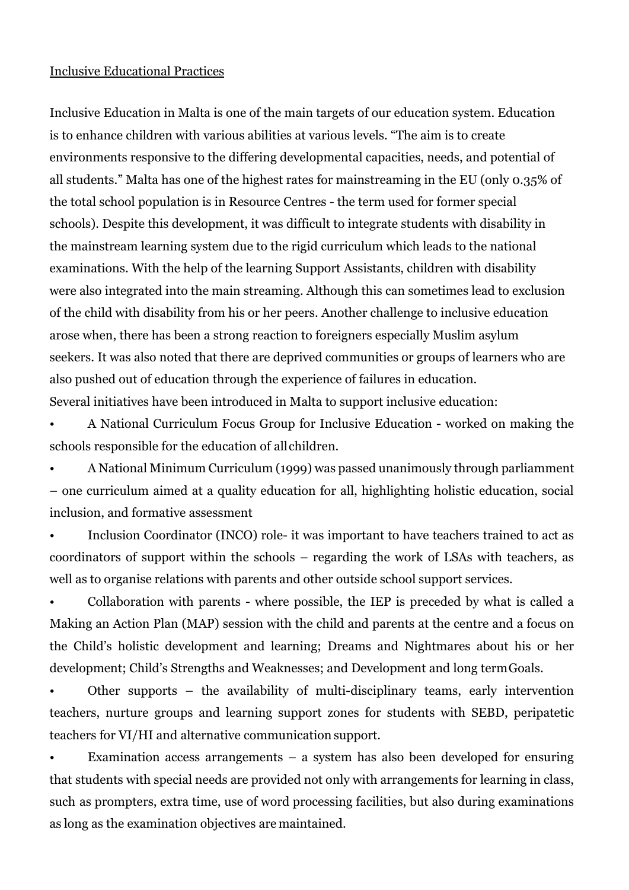<u>Inclusive Educational Practices</u>

Inclusive Education in Malta is one of the main targets of our education system. Education is to enhance children with various abilities at various levels. "The aim is to create environments responsive to the differing developmental capacities, needs, and potential of all students." Malta has one of the highest rates for mainstreaming in the EU (only 0.35% of the total school population is in Resource Centres - the term used for former special schools). Despite this development, it was difficult to integrate students with disability in the mainstream learning system due to the rigid curriculum which leads to the national examinations. With the help of the learning Support Assistants, children with disability were also integrated into the main streaming. Although this can sometimes lead to exclusion of the child with disability from his or her peers. Another challenge to inclusive education arose when, there has been a strong reaction to foreigners especially Muslim asylum seekers. It was also noted that there are deprived communities or groups of learners who are also pushed out of education through the experience of failures in education.
Several initiatives have been introduced in Malta to support inclusive education:

- A National Curriculum Focus Group for Inclusive Education - worked on making the schools responsible for the education of all children.
- A National Minimum Curriculum (1999) was passed unanimously through parliamment – one curriculum aimed at a quality education for all, highlighting holistic education, social inclusion, and formative assessment
- Inclusion Coordinator (INCO) role- it was important to have teachers trained to act as coordinators of support within the schools – regarding the work of LSAs with teachers, as well as to organise relations with parents and other outside school support services.
- Collaboration with parents - where possible, the IEP is preceded by what is called a Making an Action Plan (MAP) session with the child and parents at the centre and a focus on the Child's holistic development and learning; Dreams and Nightmares about his or her development; Child's Strengths and Weaknesses; and Development and long term Goals.
- Other supports – the availability of multi-disciplinary teams, early intervention teachers, nurture groups and learning support zones for students with SEBD, peripatetic teachers for VI/HI and alternative communication support.
- Examination access arrangements – a system has also been developed for ensuring that students with special needs are provided not only with arrangements for learning in class, such as prompters, extra time, use of word processing facilities, but also during examinations as long as the examination objectives are maintained.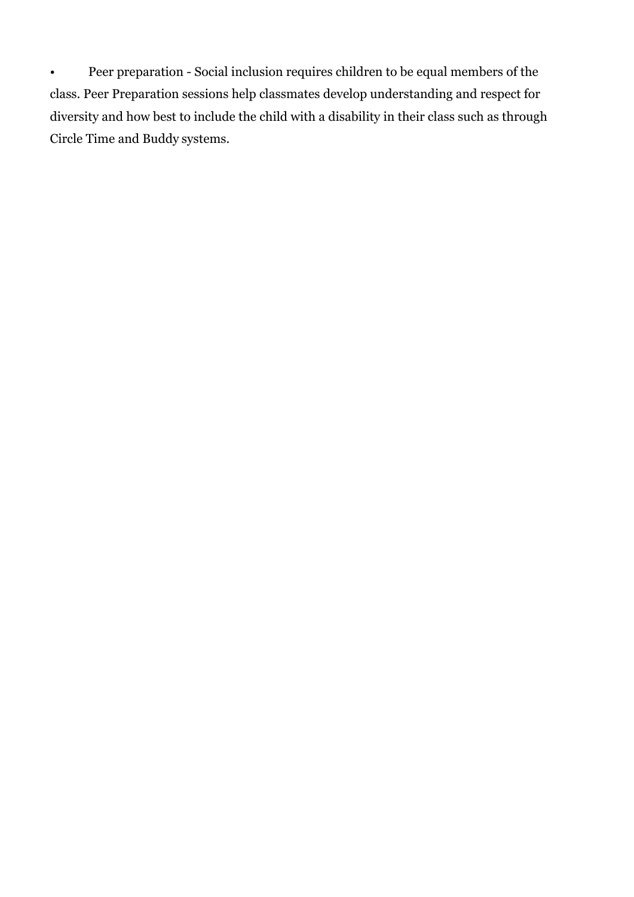- Peer preparation - Social inclusion requires children to be equal members of the class. Peer Preparation sessions help classmates develop understanding and respect for diversity and how best to include the child with a disability in their class such as through Circle Time and Buddy systems.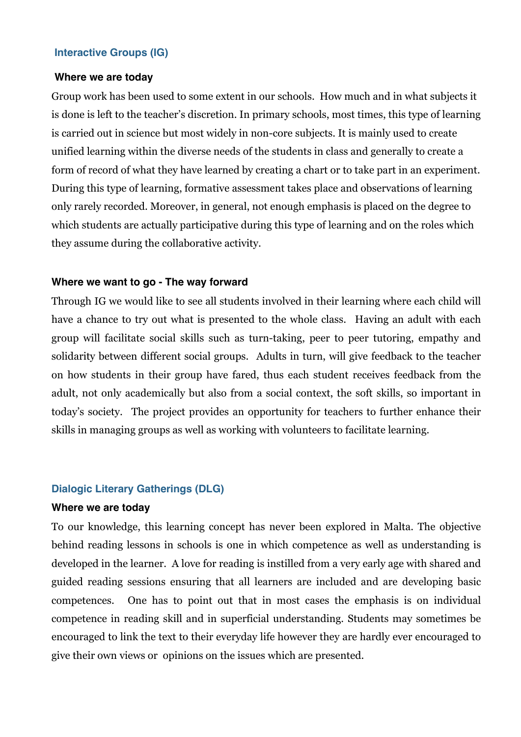## Interactive Groups (IG)

### Where we are today

Group work has been used to some extent in our schools. How much and in what subjects it is done is left to the teacher's discretion. In primary schools, most times, this type of learning is carried out in science but most widely in non-core subjects. It is mainly used to create unified learning within the diverse needs of the students in class and generally to create a form of record of what they have learned by creating a chart or to take part in an experiment. During this type of learning, formative assessment takes place and observations of learning only rarely recorded. Moreover, in general, not enough emphasis is placed on the degree to which students are actually participative during this type of learning and on the roles which they assume during the collaborative activity.

### Where we want to go - The way forward

Through IG we would like to see all students involved in their learning where each child will have a chance to try out what is presented to the whole class. Having an adult with each group will facilitate social skills such as turn-taking, peer to peer tutoring, empathy and solidarity between different social groups. Adults in turn, will give feedback to the teacher on how students in their group have fared, thus each student receives feedback from the adult, not only academically but also from a social context, the soft skills, so important in today's society. The project provides an opportunity for teachers to further enhance their skills in managing groups as well as working with volunteers to facilitate learning.

## Dialogic Literary Gatherings (DLG)

### Where we are today

To our knowledge, this learning concept has never been explored in Malta. The objective behind reading lessons in schools is one in which competence as well as understanding is developed in the learner. A love for reading is instilled from a very early age with shared and guided reading sessions ensuring that all learners are included and are developing basic competences. One has to point out that in most cases the emphasis is on individual competence in reading skill and in superficial understanding. Students may sometimes be encouraged to link the text to their everyday life however they are hardly ever encouraged to give their own views or opinions on the issues which are presented.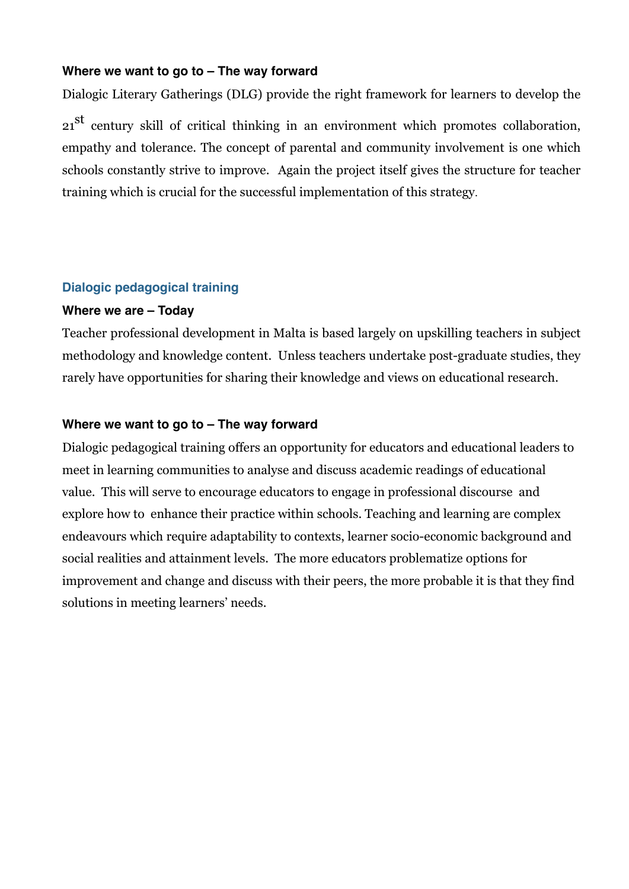**Where we want to go to – The way forward**

Dialogic Literary Gatherings (DLG) provide the right framework for learners to develop the 21st century skill of critical thinking in an environment which promotes collaboration, empathy and tolerance. The concept of parental and community involvement is one which schools constantly strive to improve. Again the project itself gives the structure for teacher training which is crucial for the successful implementation of this strategy.

## Dialogic pedagogical training

**Where we are – Today**

Teacher professional development in Malta is based largely on upskilling teachers in subject methodology and knowledge content. Unless teachers undertake post-graduate studies, they rarely have opportunities for sharing their knowledge and views on educational research.

**Where we want to go to – The way forward**

Dialogic pedagogical training offers an opportunity for educators and educational leaders to meet in learning communities to analyse and discuss academic readings of educational value. This will serve to encourage educators to engage in professional discourse and explore how to enhance their practice within schools. Teaching and learning are complex endeavours which require adaptability to contexts, learner socio-economic background and social realities and attainment levels. The more educators problematize options for improvement and change and discuss with their peers, the more probable it is that they find solutions in meeting learners' needs.